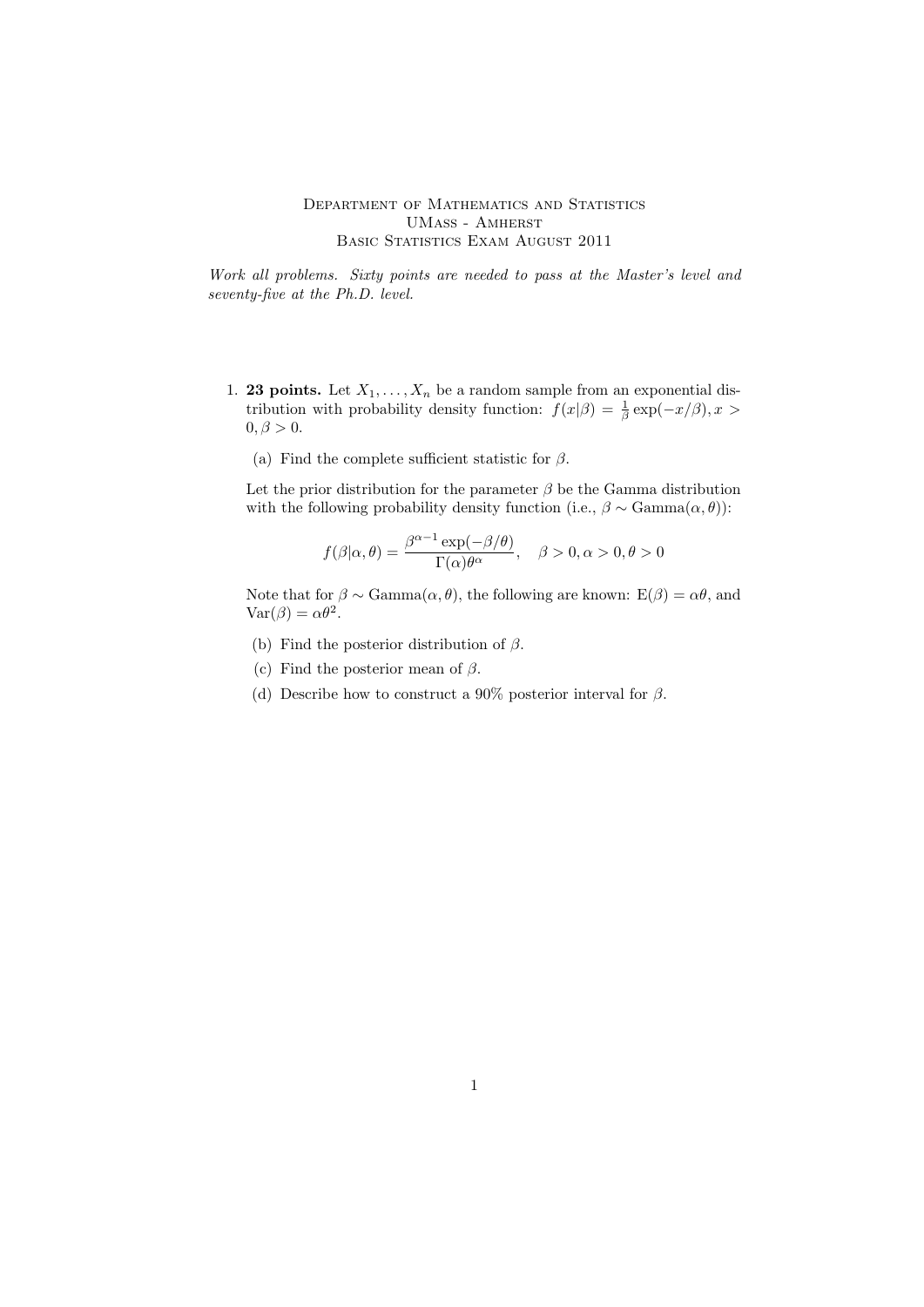Department of Mathematics and Statistics
UMass - Amherst
Basic Statistics Exam August 2011

*Work all problems. Sixty points are needed to pass at the Master's level and seventy-five at the Ph.D. level.*

1. **23 points.** Let $X_1, \ldots, X_n$ be a random sample from an exponential distribution with probability density function: $f(x|\beta) = \frac{1}{\beta}\exp(-x/\beta), x > 0, \beta > 0$.

   (a) Find the complete sufficient statistic for $\beta$.

   Let the prior distribution for the parameter $\beta$ be the Gamma distribution with the following probability density function (i.e., $\beta \sim \text{Gamma}(\alpha, \theta)$):

   $$f(\beta|\alpha, \theta) = \frac{\beta^{\alpha-1}\exp(-\beta/\theta)}{\Gamma(\alpha)\theta^{\alpha}}, \quad \beta > 0, \alpha > 0, \theta > 0$$

   Note that for $\beta \sim \text{Gamma}(\alpha, \theta)$, the following are known: $\text{E}(\beta) = \alpha\theta$, and $\text{Var}(\beta) = \alpha\theta^2$.

   (b) Find the posterior distribution of $\beta$.

   (c) Find the posterior mean of $\beta$.

   (d) Describe how to construct a 90% posterior interval for $\beta$.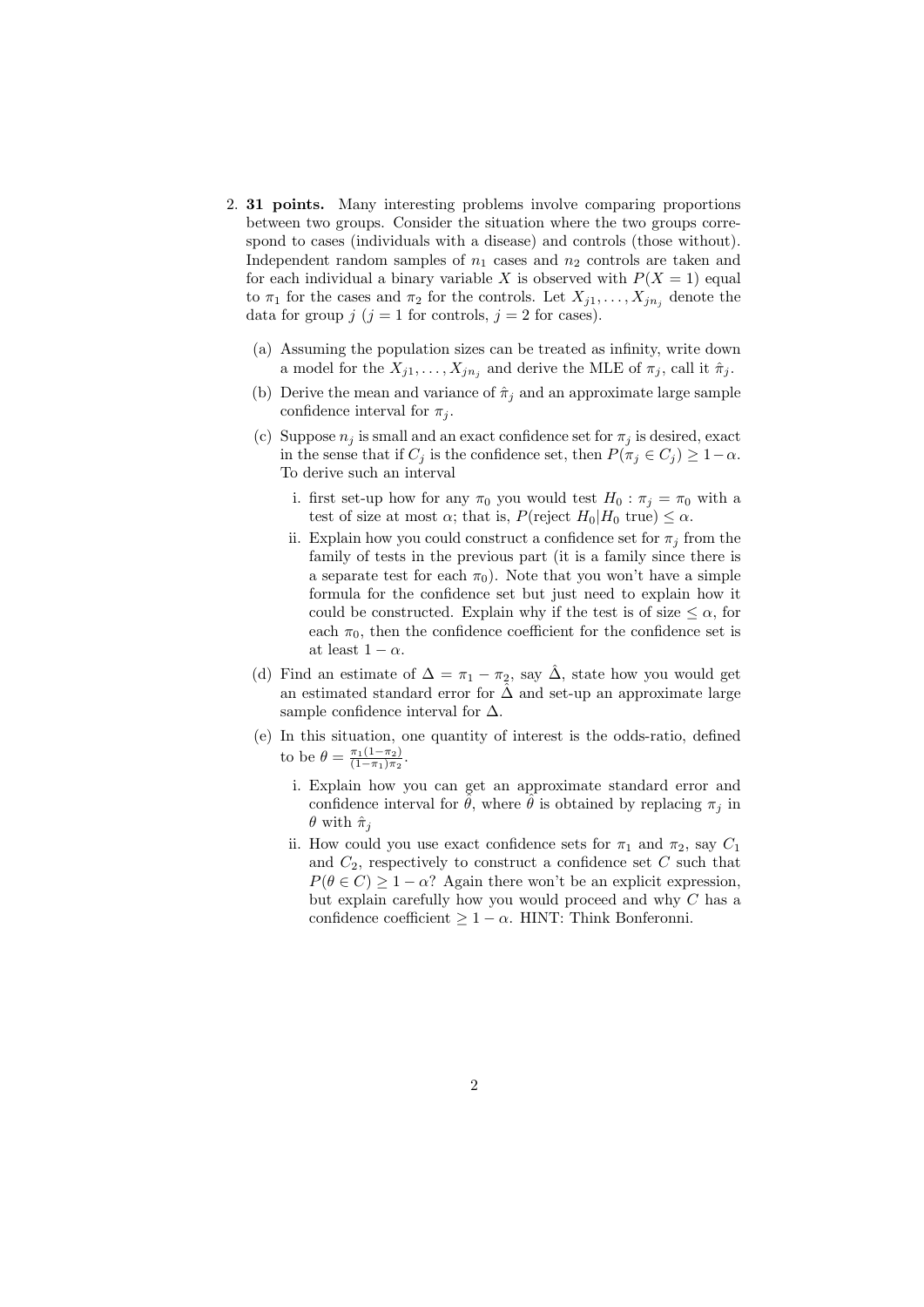2. **31 points.** Many interesting problems involve comparing proportions between two groups. Consider the situation where the two groups correspond to cases (individuals with a disease) and controls (those without). Independent random samples of $n_1$ cases and $n_2$ controls are taken and for each individual a binary variable $X$ is observed with $P(X = 1)$ equal to $\pi_1$ for the cases and $\pi_2$ for the controls. Let $X_{j1}, \ldots, X_{jn_j}$ denote the data for group $j$ ($j = 1$ for controls, $j = 2$ for cases).

   (a) Assuming the population sizes can be treated as infinity, write down a model for the $X_{j1}, \ldots, X_{jn_j}$ and derive the MLE of $\pi_j$, call it $\hat{\pi}_j$.

   (b) Derive the mean and variance of $\hat{\pi}_j$ and an approximate large sample confidence interval for $\pi_j$.

   (c) Suppose $n_j$ is small and an exact confidence set for $\pi_j$ is desired, exact in the sense that if $C_j$ is the confidence set, then $P(\pi_j \in C_j) \geq 1 - \alpha$. To derive such an interval

      i. first set-up how for any $\pi_0$ you would test $H_0 : \pi_j = \pi_0$ with a test of size at most $\alpha$; that is, $P(\text{reject } H_0 | H_0 \text{ true}) \leq \alpha$.

      ii. Explain how you could construct a confidence set for $\pi_j$ from the family of tests in the previous part (it is a family since there is a separate test for each $\pi_0$). Note that you won't have a simple formula for the confidence set but just need to explain how it could be constructed. Explain why if the test is of size $\leq \alpha$, for each $\pi_0$, then the confidence coefficient for the confidence set is at least $1 - \alpha$.

   (d) Find an estimate of $\Delta = \pi_1 - \pi_2$, say $\hat{\Delta}$, state how you would get an estimated standard error for $\hat{\Delta}$ and set-up an approximate large sample confidence interval for $\Delta$.

   (e) In this situation, one quantity of interest is the odds-ratio, defined to be $\theta = \frac{\pi_1(1-\pi_2)}{(1-\pi_1)\pi_2}$.

      i. Explain how you can get an approximate standard error and confidence interval for $\hat{\theta}$, where $\hat{\theta}$ is obtained by replacing $\pi_j$ in $\theta$ with $\hat{\pi}_j$

      ii. How could you use exact confidence sets for $\pi_1$ and $\pi_2$, say $C_1$ and $C_2$, respectively to construct a confidence set $C$ such that $P(\theta \in C) \geq 1 - \alpha$? Again there won't be an explicit expression, but explain carefully how you would proceed and why $C$ has a confidence coefficient $\geq 1 - \alpha$. HINT: Think Bonferonni.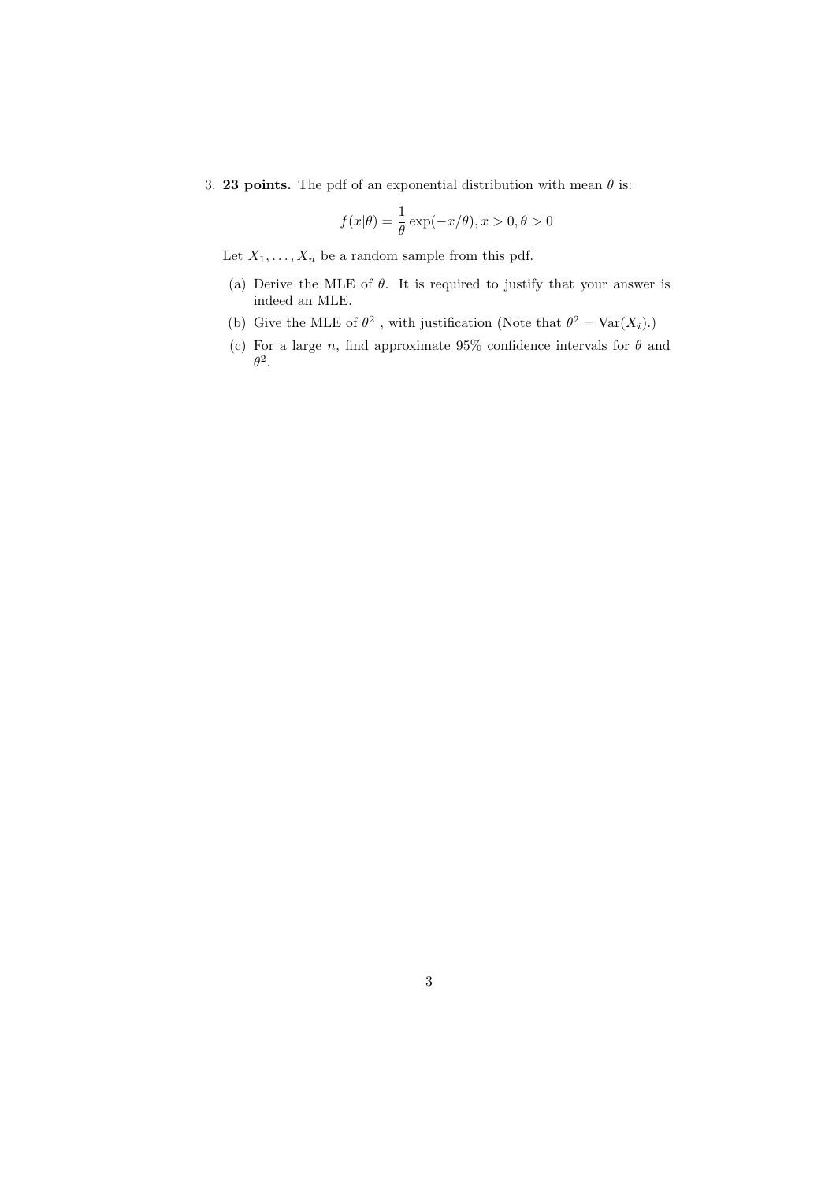3. **23 points.** The pdf of an exponential distribution with mean $\theta$ is:

$$f(x|\theta) = \frac{1}{\theta} \exp(-x/\theta), x > 0, \theta > 0$$

Let $X_1, \ldots, X_n$ be a random sample from this pdf.

(a) Derive the MLE of $\theta$. It is required to justify that your answer is indeed an MLE.

(b) Give the MLE of $\theta^2$ , with justification (Note that $\theta^2 = \text{Var}(X_i)$.)

(c) For a large $n$, find approximate 95% confidence intervals for $\theta$ and $\theta^2$.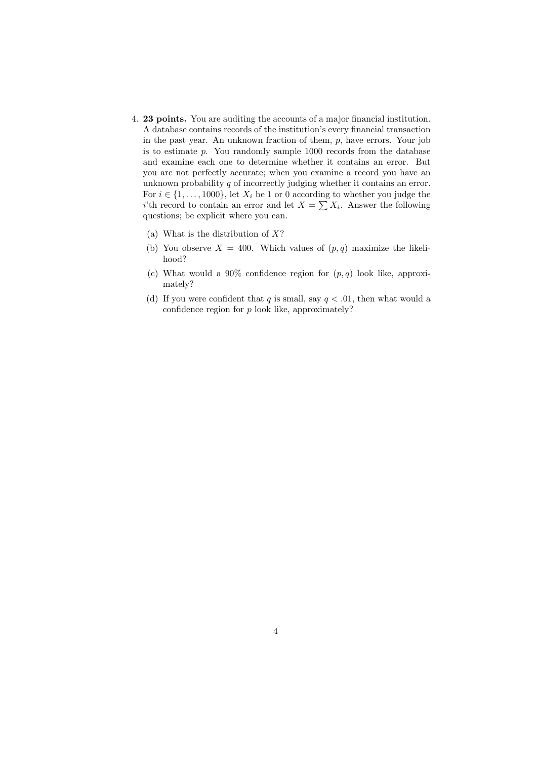4. **23 points.** You are auditing the accounts of a major financial institution. A database contains records of the institution's every financial transaction in the past year. An unknown fraction of them, $p$, have errors. Your job is to estimate $p$. You randomly sample 1000 records from the database and examine each one to determine whether it contains an error. But you are not perfectly accurate; when you examine a record you have an unknown probability $q$ of incorrectly judging whether it contains an error. For $i \in \{1, \ldots, 1000\}$, let $X_i$ be 1 or 0 according to whether you judge the $i$'th record to contain an error and let $X = \sum X_i$. Answer the following questions; be explicit where you can.

   (a) What is the distribution of $X$?

   (b) You observe $X = 400$. Which values of $(p, q)$ maximize the likelihood?

   (c) What would a 90% confidence region for $(p, q)$ look like, approximately?

   (d) If you were confident that $q$ is small, say $q < .01$, then what would a confidence region for $p$ look like, approximately?